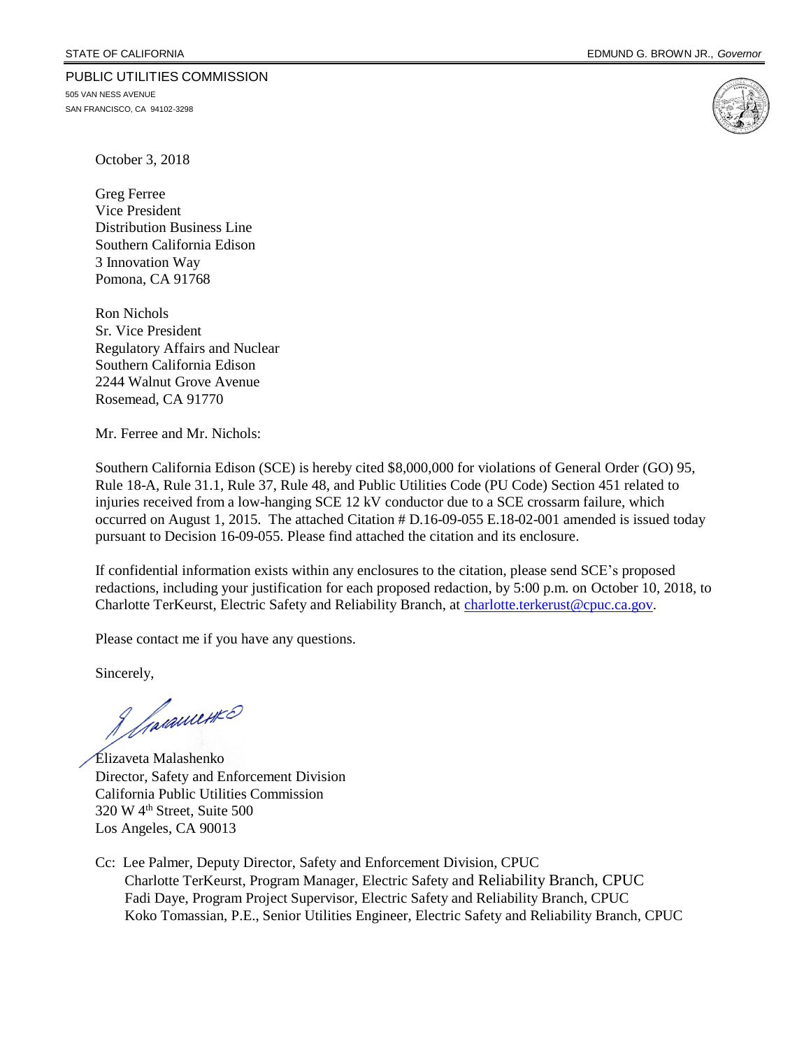STATE OF CALIFORNIA EDMUND G. BROWN JR., *Governor*

PUBLIC UTILITIES COMMISSION
505 VAN NESS AVENUE
SAN FRANCISCO, CA 94102-3298

October 3, 2018

Greg Ferree
Vice President
Distribution Business Line
Southern California Edison
3 Innovation Way
Pomona, CA 91768

Ron Nichols
Sr. Vice President
Regulatory Affairs and Nuclear
Southern California Edison
2244 Walnut Grove Avenue
Rosemead, CA 91770

Mr. Ferree and Mr. Nichols:

Southern California Edison (SCE) is hereby cited $8,000,000 for violations of General Order (GO) 95, Rule 18-A, Rule 31.1, Rule 37, Rule 48, and Public Utilities Code (PU Code) Section 451 related to injuries received from a low-hanging SCE 12 kV conductor due to a SCE crossarm failure, which occurred on August 1, 2015. The attached Citation # D.16-09-055 E.18-02-001 amended is issued today pursuant to Decision 16-09-055. Please find attached the citation and its enclosure.

If confidential information exists within any enclosures to the citation, please send SCE's proposed redactions, including your justification for each proposed redaction, by 5:00 p.m. on October 10, 2018, to Charlotte TerKeurst, Electric Safety and Reliability Branch, at charlotte.terkerust@cpuc.ca.gov.

Please contact me if you have any questions.

Sincerely,

Elizaveta Malashenko
Director, Safety and Enforcement Division
California Public Utilities Commission
320 W 4th Street, Suite 500
Los Angeles, CA 90013

Cc: Lee Palmer, Deputy Director, Safety and Enforcement Division, CPUC
Charlotte TerKeurst, Program Manager, Electric Safety and Reliability Branch, CPUC
Fadi Daye, Program Project Supervisor, Electric Safety and Reliability Branch, CPUC
Koko Tomassian, P.E., Senior Utilities Engineer, Electric Safety and Reliability Branch, CPUC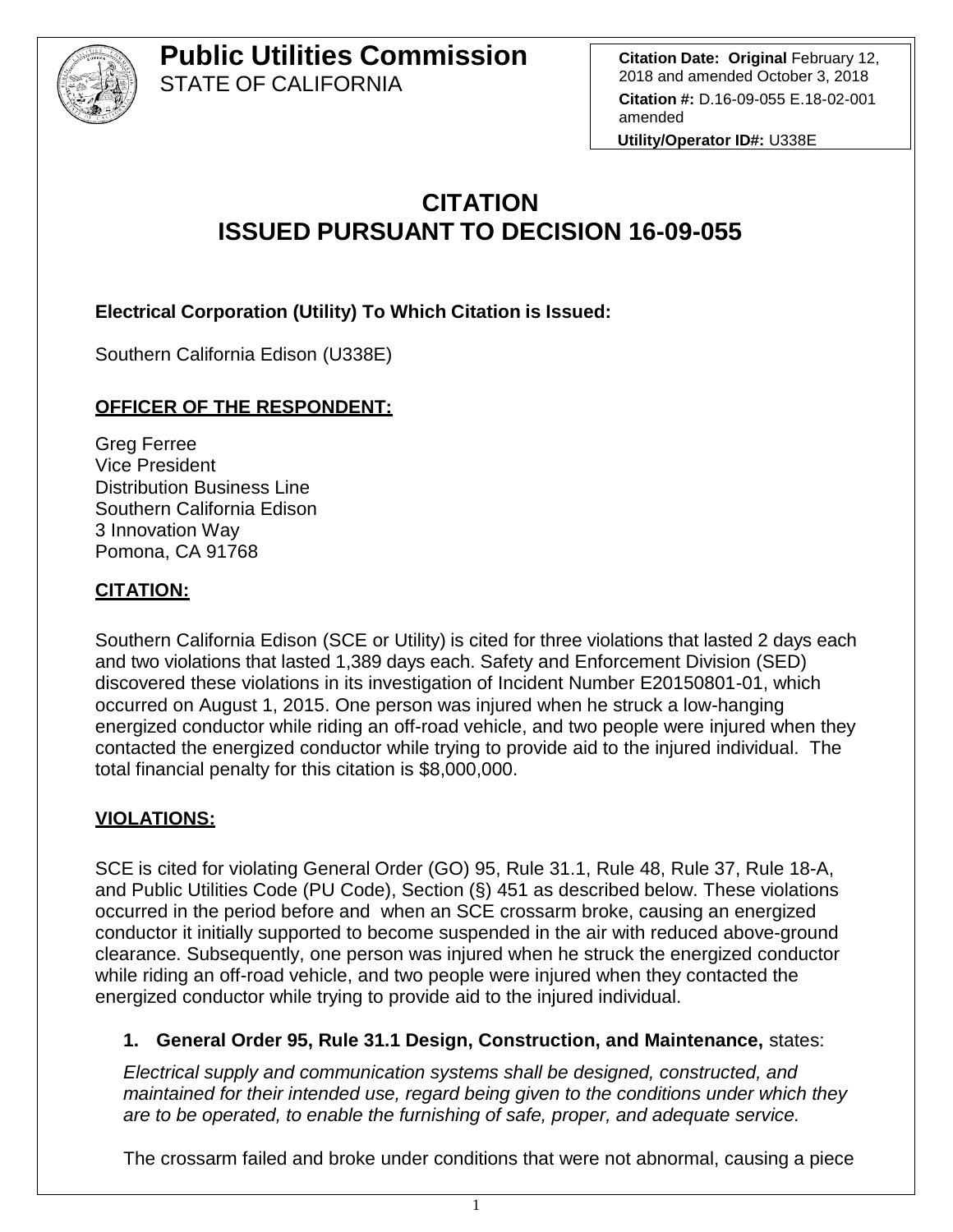# Public Utilities Commission
STATE OF CALIFORNIA

**Citation Date: Original** February 12, 2018 and amended October 3, 2018
**Citation #:** D.16-09-055 E.18-02-001 amended
**Utility/Operator ID#:** U338E

# CITATION
# ISSUED PURSUANT TO DECISION 16-09-055

**Electrical Corporation (Utility) To Which Citation is Issued:**

Southern California Edison (U338E)

## OFFICER OF THE RESPONDENT:

Greg Ferree
Vice President
Distribution Business Line
Southern California Edison
3 Innovation Way
Pomona, CA 91768

## CITATION:

Southern California Edison (SCE or Utility) is cited for three violations that lasted 2 days each and two violations that lasted 1,389 days each. Safety and Enforcement Division (SED) discovered these violations in its investigation of Incident Number E20150801-01, which occurred on August 1, 2015. One person was injured when he struck a low-hanging energized conductor while riding an off-road vehicle, and two people were injured when they contacted the energized conductor while trying to provide aid to the injured individual. The total financial penalty for this citation is $8,000,000.

## VIOLATIONS:

SCE is cited for violating General Order (GO) 95, Rule 31.1, Rule 48, Rule 37, Rule 18-A, and Public Utilities Code (PU Code), Section (§) 451 as described below. These violations occurred in the period before and when an SCE crossarm broke, causing an energized conductor it initially supported to become suspended in the air with reduced above-ground clearance. Subsequently, one person was injured when he struck the energized conductor while riding an off-road vehicle, and two people were injured when they contacted the energized conductor while trying to provide aid to the injured individual.

1. **General Order 95, Rule 31.1 Design, Construction, and Maintenance,** states:

   *Electrical supply and communication systems shall be designed, constructed, and maintained for their intended use, regard being given to the conditions under which they are to be operated, to enable the furnishing of safe, proper, and adequate service.*

   The crossarm failed and broke under conditions that were not abnormal, causing a piece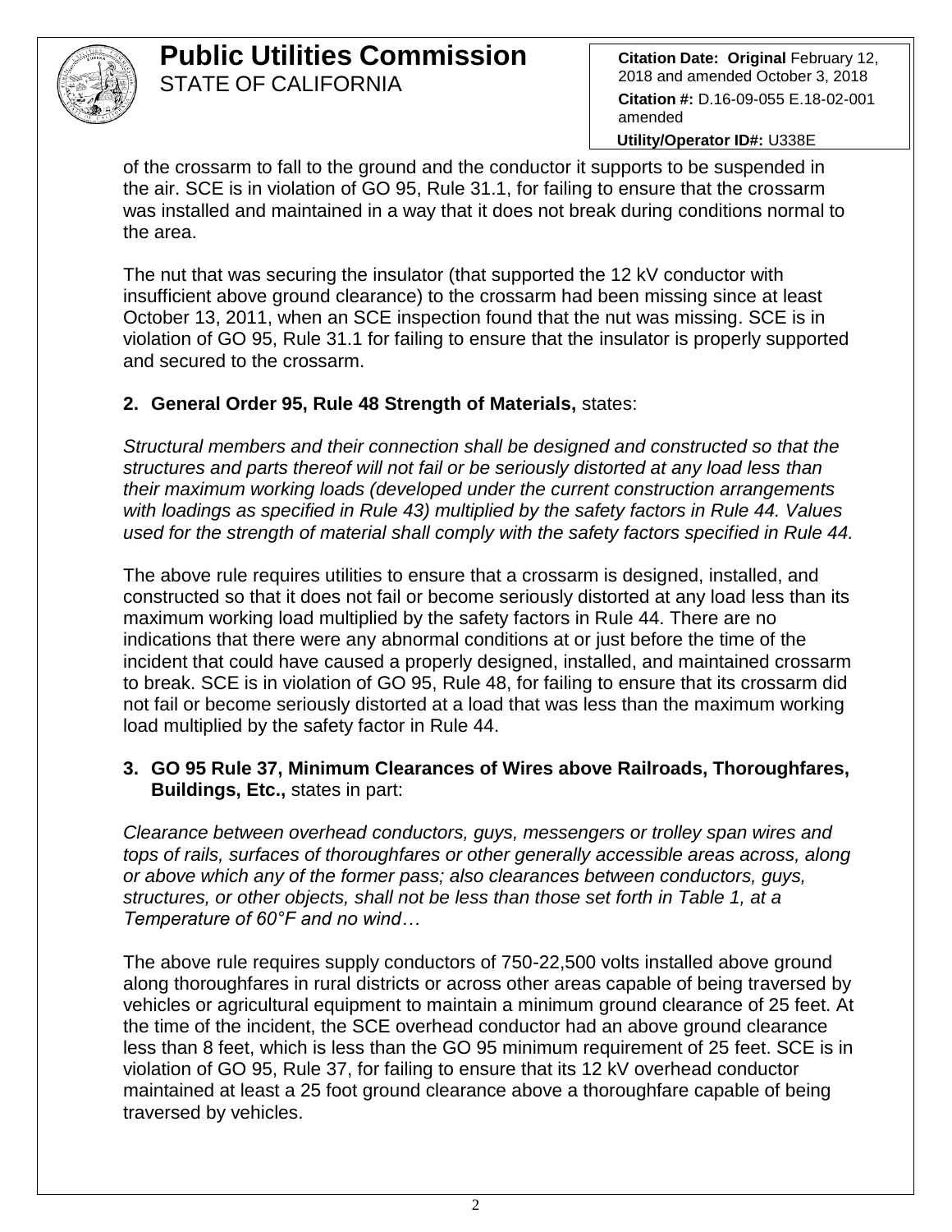of the crossarm to fall to the ground and the conductor it supports to be suspended in the air. SCE is in violation of GO 95, Rule 31.1, for failing to ensure that the crossarm was installed and maintained in a way that it does not break during conditions normal to the area.

The nut that was securing the insulator (that supported the 12 kV conductor with insufficient above ground clearance) to the crossarm had been missing since at least October 13, 2011, when an SCE inspection found that the nut was missing. SCE is in violation of GO 95, Rule 31.1 for failing to ensure that the insulator is properly supported and secured to the crossarm.

2. **General Order 95, Rule 48 Strength of Materials,** states:

*Structural members and their connection shall be designed and constructed so that the structures and parts thereof will not fail or be seriously distorted at any load less than their maximum working loads (developed under the current construction arrangements with loadings as specified in Rule 43) multiplied by the safety factors in Rule 44. Values used for the strength of material shall comply with the safety factors specified in Rule 44.*

The above rule requires utilities to ensure that a crossarm is designed, installed, and constructed so that it does not fail or become seriously distorted at any load less than its maximum working load multiplied by the safety factors in Rule 44. There are no indications that there were any abnormal conditions at or just before the time of the incident that could have caused a properly designed, installed, and maintained crossarm to break. SCE is in violation of GO 95, Rule 48, for failing to ensure that its crossarm did not fail or become seriously distorted at a load that was less than the maximum working load multiplied by the safety factor in Rule 44.

3. **GO 95 Rule 37, Minimum Clearances of Wires above Railroads, Thoroughfares, Buildings, Etc.,** states in part:

*Clearance between overhead conductors, guys, messengers or trolley span wires and tops of rails, surfaces of thoroughfares or other generally accessible areas across, along or above which any of the former pass; also clearances between conductors, guys, structures, or other objects, shall not be less than those set forth in Table 1, at a Temperature of 60°F and no wind…*

The above rule requires supply conductors of 750-22,500 volts installed above ground along thoroughfares in rural districts or across other areas capable of being traversed by vehicles or agricultural equipment to maintain a minimum ground clearance of 25 feet. At the time of the incident, the SCE overhead conductor had an above ground clearance less than 8 feet, which is less than the GO 95 minimum requirement of 25 feet. SCE is in violation of GO 95, Rule 37, for failing to ensure that its 12 kV overhead conductor maintained at least a 25 foot ground clearance above a thoroughfare capable of being traversed by vehicles.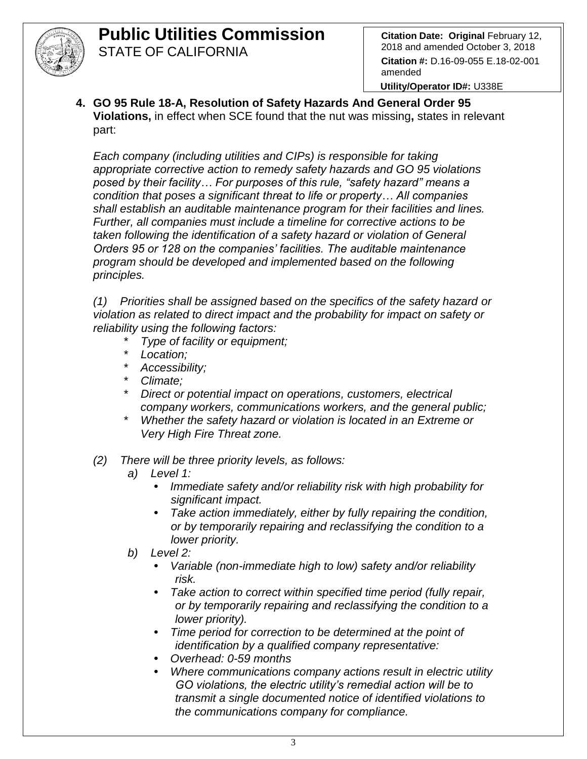**Citation Date: Original** February 12, 2018 and amended October 3, 2018
**Citation #:** D.16-09-055 E.18-02-001 amended
**Utility/Operator ID#:** U338E

4. **GO 95 Rule 18-A, Resolution of Safety Hazards And General Order 95 Violations,** in effect when SCE found that the nut was missing**,** states in relevant part:

*Each company (including utilities and CIPs) is responsible for taking appropriate corrective action to remedy safety hazards and GO 95 violations posed by their facility… For purposes of this rule, "safety hazard" means a condition that poses a significant threat to life or property… All companies shall establish an auditable maintenance program for their facilities and lines. Further, all companies must include a timeline for corrective actions to be taken following the identification of a safety hazard or violation of General Orders 95 or 128 on the companies' facilities. The auditable maintenance program should be developed and implemented based on the following principles.*

*(1) Priorities shall be assigned based on the specifics of the safety hazard or violation as related to direct impact and the probability for impact on safety or reliability using the following factors:*

- *Type of facility or equipment;*
- *Location;*
- *Accessibility;*
- *Climate;*
- *Direct or potential impact on operations, customers, electrical company workers, communications workers, and the general public;*
- *Whether the safety hazard or violation is located in an Extreme or Very High Fire Threat zone.*

*(2) There will be three priority levels, as follows:*

*a) Level 1:*
- *Immediate safety and/or reliability risk with high probability for significant impact.*
- *Take action immediately, either by fully repairing the condition, or by temporarily repairing and reclassifying the condition to a lower priority.*

*b) Level 2:*
- *Variable (non-immediate high to low) safety and/or reliability risk.*
- *Take action to correct within specified time period (fully repair, or by temporarily repairing and reclassifying the condition to a lower priority).*
- *Time period for correction to be determined at the point of identification by a qualified company representative:*
- *Overhead: 0-59 months*
- *Where communications company actions result in electric utility GO violations, the electric utility's remedial action will be to transmit a single documented notice of identified violations to the communications company for compliance.*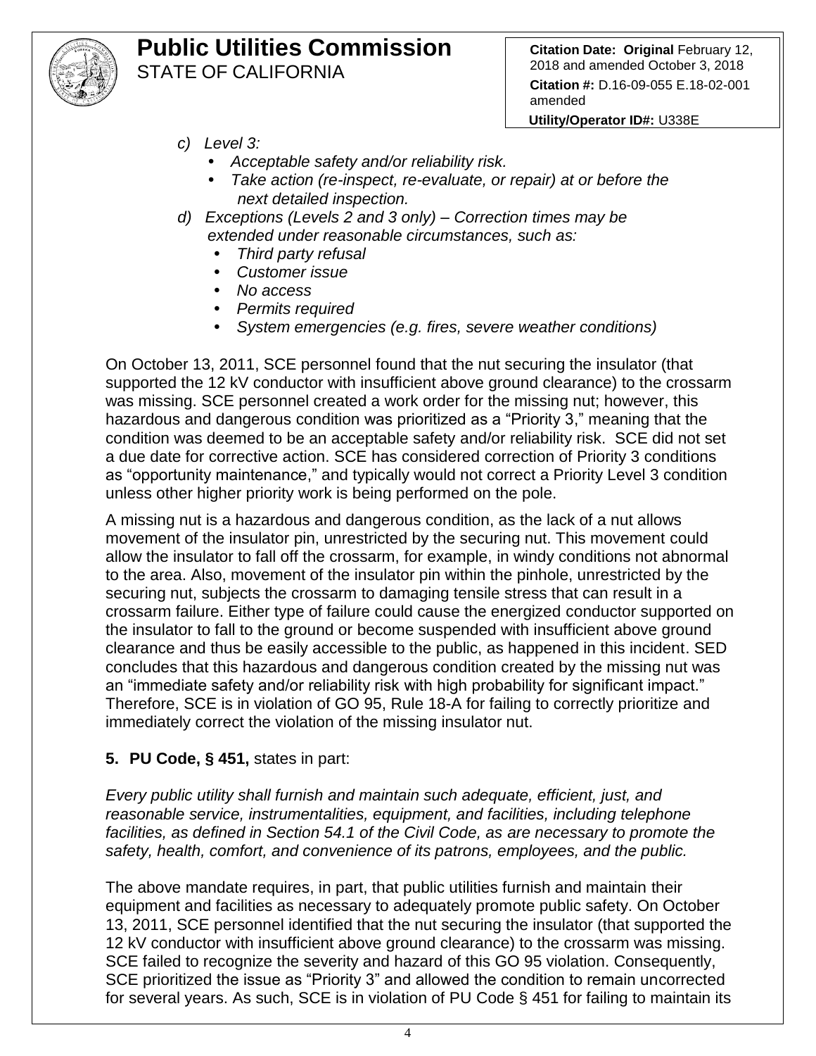c) *Level 3:*
   - *Acceptable safety and/or reliability risk.*
   - *Take action (re-inspect, re-evaluate, or repair) at or before the next detailed inspection.*

d) *Exceptions (Levels 2 and 3 only) – Correction times may be extended under reasonable circumstances, such as:*
   - *Third party refusal*
   - *Customer issue*
   - *No access*
   - *Permits required*
   - *System emergencies (e.g. fires, severe weather conditions)*

On October 13, 2011, SCE personnel found that the nut securing the insulator (that supported the 12 kV conductor with insufficient above ground clearance) to the crossarm was missing. SCE personnel created a work order for the missing nut; however, this hazardous and dangerous condition was prioritized as a "Priority 3," meaning that the condition was deemed to be an acceptable safety and/or reliability risk. SCE did not set a due date for corrective action. SCE has considered correction of Priority 3 conditions as "opportunity maintenance," and typically would not correct a Priority Level 3 condition unless other higher priority work is being performed on the pole.

A missing nut is a hazardous and dangerous condition, as the lack of a nut allows movement of the insulator pin, unrestricted by the securing nut. This movement could allow the insulator to fall off the crossarm, for example, in windy conditions not abnormal to the area. Also, movement of the insulator pin within the pinhole, unrestricted by the securing nut, subjects the crossarm to damaging tensile stress that can result in a crossarm failure. Either type of failure could cause the energized conductor supported on the insulator to fall to the ground or become suspended with insufficient above ground clearance and thus be easily accessible to the public, as happened in this incident. SED concludes that this hazardous and dangerous condition created by the missing nut was an "immediate safety and/or reliability risk with high probability for significant impact." Therefore, SCE is in violation of GO 95, Rule 18-A for failing to correctly prioritize and immediately correct the violation of the missing insulator nut.

**5. PU Code, § 451,** states in part:

*Every public utility shall furnish and maintain such adequate, efficient, just, and reasonable service, instrumentalities, equipment, and facilities, including telephone facilities, as defined in Section 54.1 of the Civil Code, as are necessary to promote the safety, health, comfort, and convenience of its patrons, employees, and the public.*

The above mandate requires, in part, that public utilities furnish and maintain their equipment and facilities as necessary to adequately promote public safety. On October 13, 2011, SCE personnel identified that the nut securing the insulator (that supported the 12 kV conductor with insufficient above ground clearance) to the crossarm was missing. SCE failed to recognize the severity and hazard of this GO 95 violation. Consequently, SCE prioritized the issue as "Priority 3" and allowed the condition to remain uncorrected for several years. As such, SCE is in violation of PU Code § 451 for failing to maintain its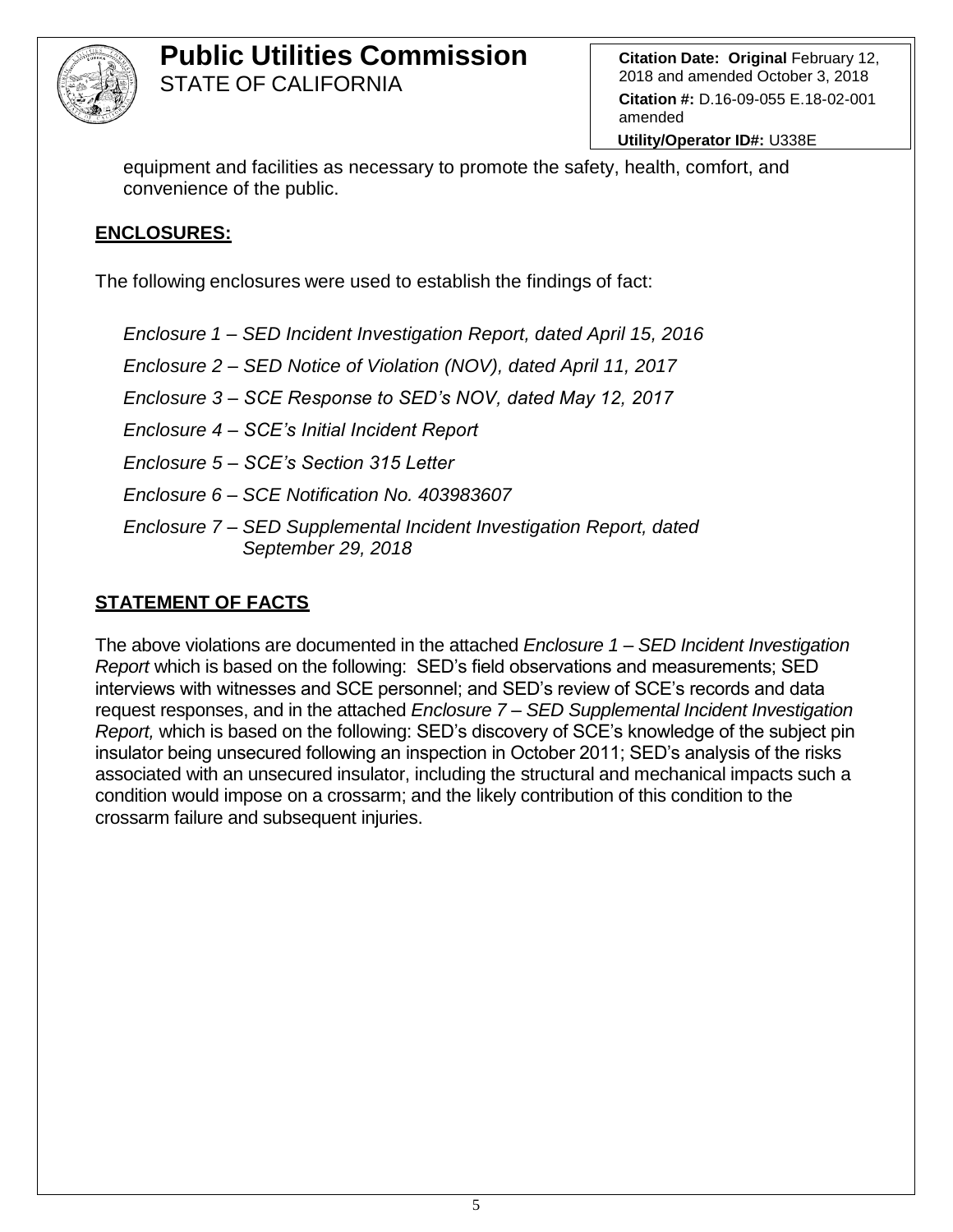equipment and facilities as necessary to promote the safety, health, comfort, and convenience of the public.

## **ENCLOSURES:**

The following enclosures were used to establish the findings of fact:

*Enclosure 1 – SED Incident Investigation Report, dated April 15, 2016*

*Enclosure 2 – SED Notice of Violation (NOV), dated April 11, 2017*

*Enclosure 3 – SCE Response to SED's NOV, dated May 12, 2017*

*Enclosure 4 – SCE's Initial Incident Report*

*Enclosure 5 – SCE's Section 315 Letter*

*Enclosure 6 – SCE Notification No. 403983607*

*Enclosure 7 – SED Supplemental Incident Investigation Report, dated September 29, 2018*

## **STATEMENT OF FACTS**

The above violations are documented in the attached *Enclosure 1 – SED Incident Investigation Report* which is based on the following: SED's field observations and measurements; SED interviews with witnesses and SCE personnel; and SED's review of SCE's records and data request responses, and in the attached *Enclosure 7 – SED Supplemental Incident Investigation Report,* which is based on the following: SED's discovery of SCE's knowledge of the subject pin insulator being unsecured following an inspection in October 2011; SED's analysis of the risks associated with an unsecured insulator, including the structural and mechanical impacts such a condition would impose on a crossarm; and the likely contribution of this condition to the crossarm failure and subsequent injuries.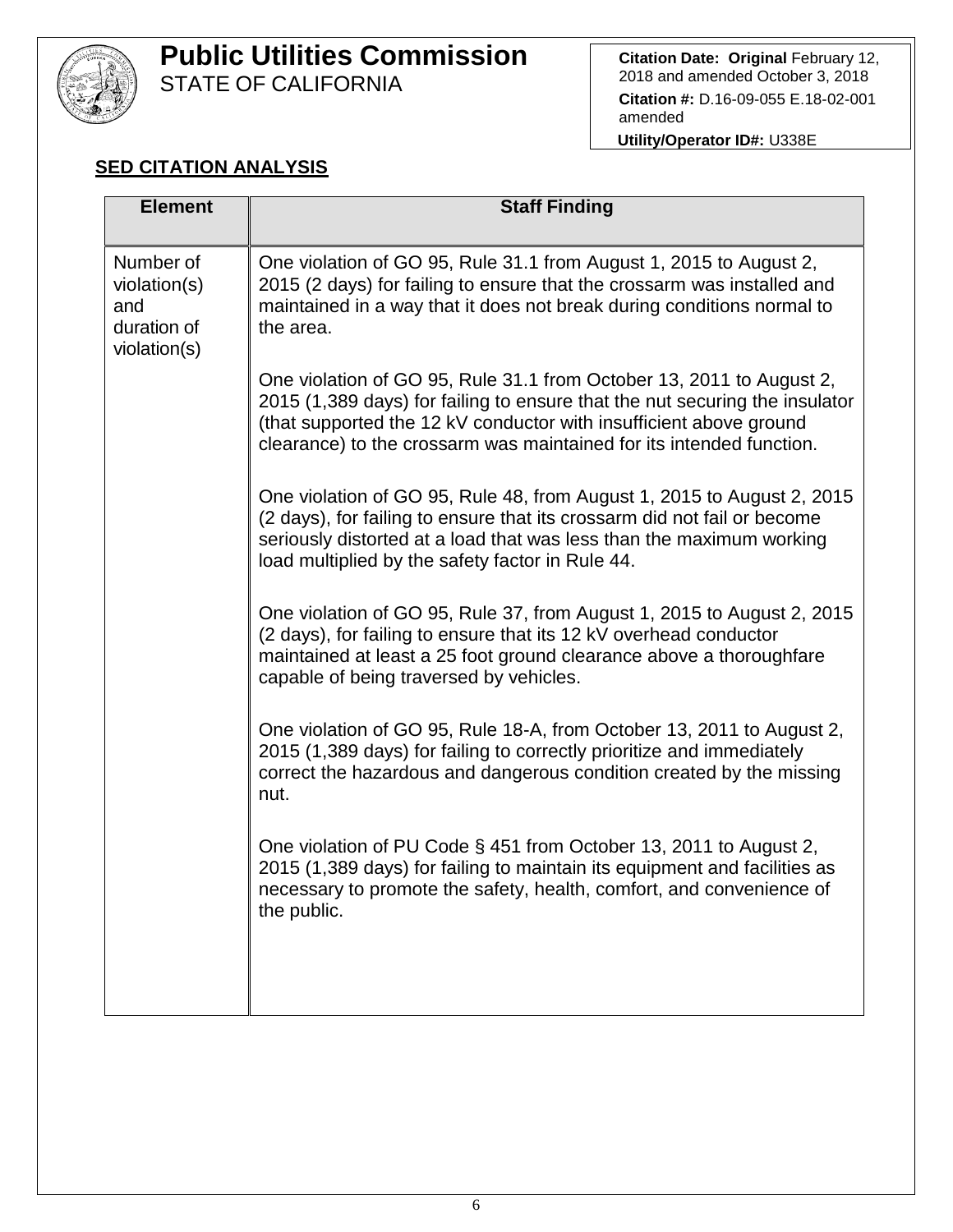# Public Utilities Commission
STATE OF CALIFORNIA

**Citation Date: Original** February 12, 2018 and amended October 3, 2018
**Citation #:** D.16-09-055 E.18-02-001 amended
**Utility/Operator ID#:** U338E

**SED CITATION ANALYSIS**

| Element | Staff Finding |
|---|---|
| Number of violation(s) and duration of violation(s) | One violation of GO 95, Rule 31.1 from August 1, 2015 to August 2, 2015 (2 days) for failing to ensure that the crossarm was installed and maintained in a way that it does not break during conditions normal to the area.<br><br>One violation of GO 95, Rule 31.1 from October 13, 2011 to August 2, 2015 (1,389 days) for failing to ensure that the nut securing the insulator (that supported the 12 kV conductor with insufficient above ground clearance) to the crossarm was maintained for its intended function.<br><br>One violation of GO 95, Rule 48, from August 1, 2015 to August 2, 2015 (2 days), for failing to ensure that its crossarm did not fail or become seriously distorted at a load that was less than the maximum working load multiplied by the safety factor in Rule 44.<br><br>One violation of GO 95, Rule 37, from August 1, 2015 to August 2, 2015 (2 days), for failing to ensure that its 12 kV overhead conductor maintained at least a 25 foot ground clearance above a thoroughfare capable of being traversed by vehicles.<br><br>One violation of GO 95, Rule 18-A, from October 13, 2011 to August 2, 2015 (1,389 days) for failing to correctly prioritize and immediately correct the hazardous and dangerous condition created by the missing nut.<br><br>One violation of PU Code § 451 from October 13, 2011 to August 2, 2015 (1,389 days) for failing to maintain its equipment and facilities as necessary to promote the safety, health, comfort, and convenience of the public. |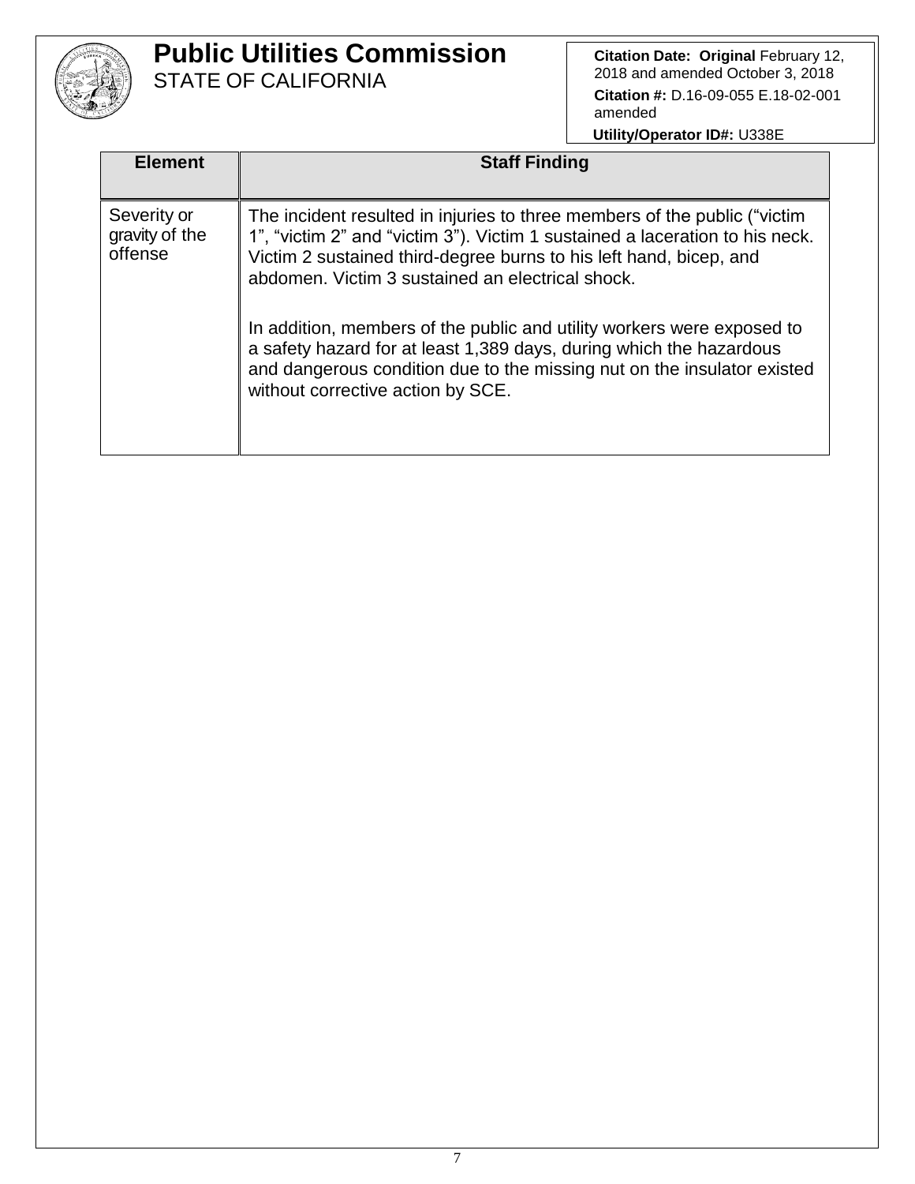| Element | Staff Finding |
| --- | --- |
| Severity or gravity of the offense | The incident resulted in injuries to three members of the public ("victim 1", "victim 2" and "victim 3"). Victim 1 sustained a laceration to his neck. Victim 2 sustained third-degree burns to his left hand, bicep, and abdomen. Victim 3 sustained an electrical shock.<br><br>In addition, members of the public and utility workers were exposed to a safety hazard for at least 1,389 days, during which the hazardous and dangerous condition due to the missing nut on the insulator existed without corrective action by SCE. |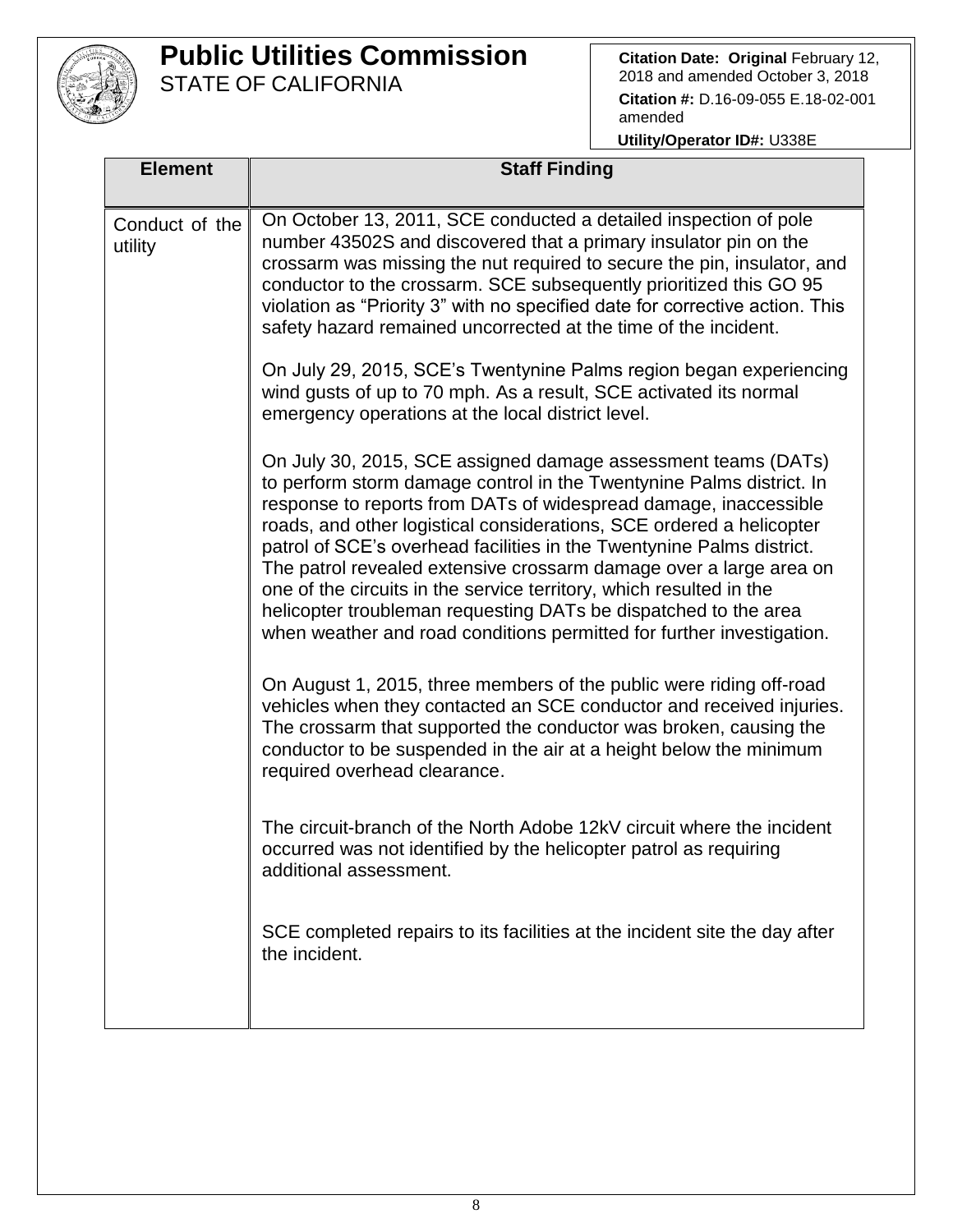**Public Utilities Commission**
STATE OF CALIFORNIA

**Citation Date: Original** February 12, 2018 and amended October 3, 2018
**Citation #:** D.16-09-055 E.18-02-001 amended
**Utility/Operator ID#:** U338E

| Element | Staff Finding |
|---|---|
| Conduct of the utility | On October 13, 2011, SCE conducted a detailed inspection of pole number 43502S and discovered that a primary insulator pin on the crossarm was missing the nut required to secure the pin, insulator, and conductor to the crossarm. SCE subsequently prioritized this GO 95 violation as "Priority 3" with no specified date for corrective action. This safety hazard remained uncorrected at the time of the incident.<br><br>On July 29, 2015, SCE's Twentynine Palms region began experiencing wind gusts of up to 70 mph. As a result, SCE activated its normal emergency operations at the local district level.<br><br>On July 30, 2015, SCE assigned damage assessment teams (DATs) to perform storm damage control in the Twentynine Palms district. In response to reports from DATs of widespread damage, inaccessible roads, and other logistical considerations, SCE ordered a helicopter patrol of SCE's overhead facilities in the Twentynine Palms district. The patrol revealed extensive crossarm damage over a large area on one of the circuits in the service territory, which resulted in the helicopter troubleman requesting DATs be dispatched to the area when weather and road conditions permitted for further investigation.<br><br>On August 1, 2015, three members of the public were riding off-road vehicles when they contacted an SCE conductor and received injuries. The crossarm that supported the conductor was broken, causing the conductor to be suspended in the air at a height below the minimum required overhead clearance.<br><br>The circuit-branch of the North Adobe 12kV circuit where the incident occurred was not identified by the helicopter patrol as requiring additional assessment.<br><br>SCE completed repairs to its facilities at the incident site the day after the incident. |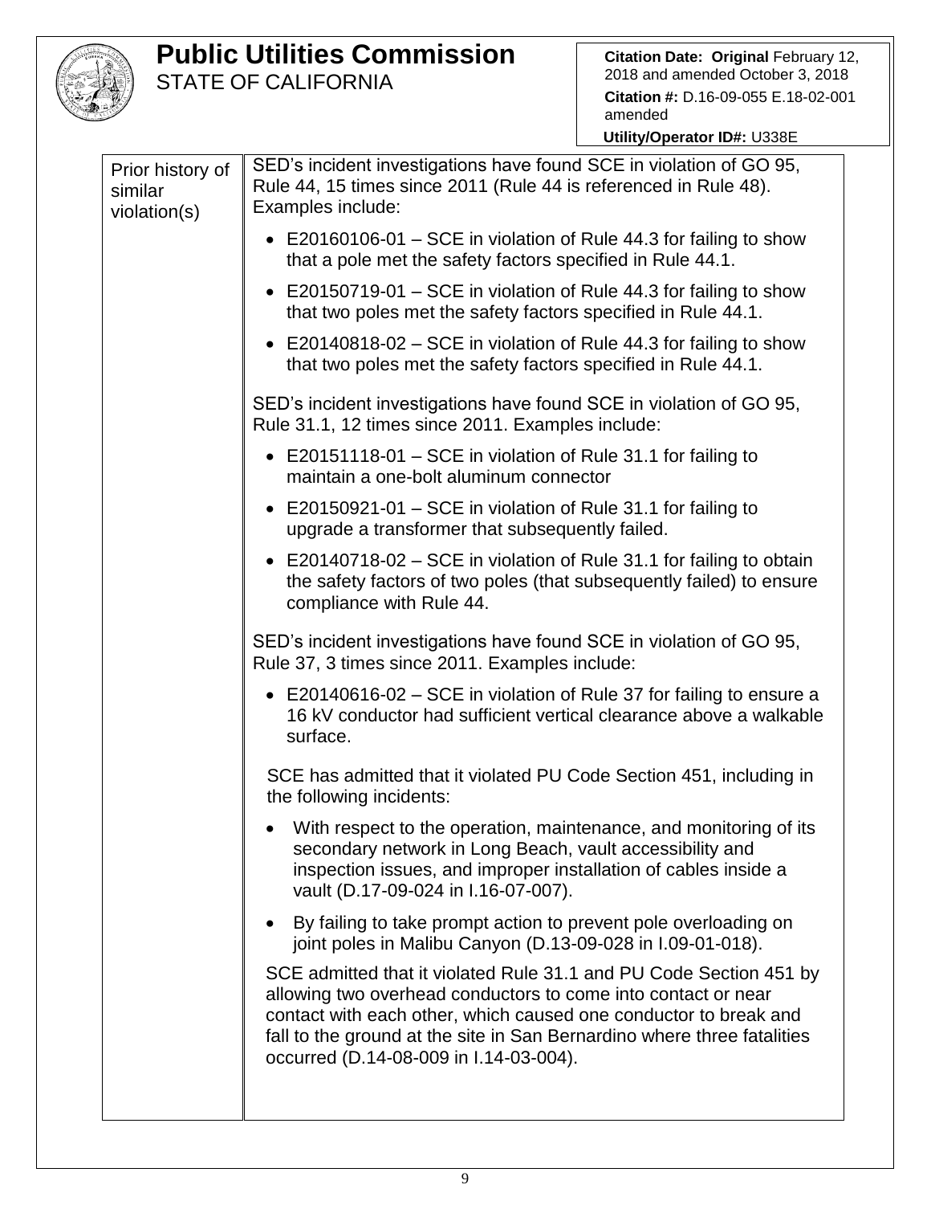| | |
|---|---|
| Prior history of similar violation(s) | SED's incident investigations have found SCE in violation of GO 95, Rule 44, 15 times since 2011 (Rule 44 is referenced in Rule 48). Examples include:<br>• E20160106-01 – SCE in violation of Rule 44.3 for failing to show that a pole met the safety factors specified in Rule 44.1.<br>• E20150719-01 – SCE in violation of Rule 44.3 for failing to show that two poles met the safety factors specified in Rule 44.1.<br>• E20140818-02 – SCE in violation of Rule 44.3 for failing to show that two poles met the safety factors specified in Rule 44.1.<br><br>SED's incident investigations have found SCE in violation of GO 95, Rule 31.1, 12 times since 2011. Examples include:<br>• E20151118-01 – SCE in violation of Rule 31.1 for failing to maintain a one-bolt aluminum connector<br>• E20150921-01 – SCE in violation of Rule 31.1 for failing to upgrade a transformer that subsequently failed.<br>• E20140718-02 – SCE in violation of Rule 31.1 for failing to obtain the safety factors of two poles (that subsequently failed) to ensure compliance with Rule 44.<br><br>SED's incident investigations have found SCE in violation of GO 95, Rule 37, 3 times since 2011. Examples include:<br>• E20140616-02 – SCE in violation of Rule 37 for failing to ensure a 16 kV conductor had sufficient vertical clearance above a walkable surface.<br><br>SCE has admitted that it violated PU Code Section 451, including in the following incidents:<br>• With respect to the operation, maintenance, and monitoring of its secondary network in Long Beach, vault accessibility and inspection issues, and improper installation of cables inside a vault (D.17-09-024 in I.16-07-007).<br>• By failing to take prompt action to prevent pole overloading on joint poles in Malibu Canyon (D.13-09-028 in I.09-01-018).<br><br>SCE admitted that it violated Rule 31.1 and PU Code Section 451 by allowing two overhead conductors to come into contact or near contact with each other, which caused one conductor to break and fall to the ground at the site in San Bernardino where three fatalities occurred (D.14-08-009 in I.14-03-004). |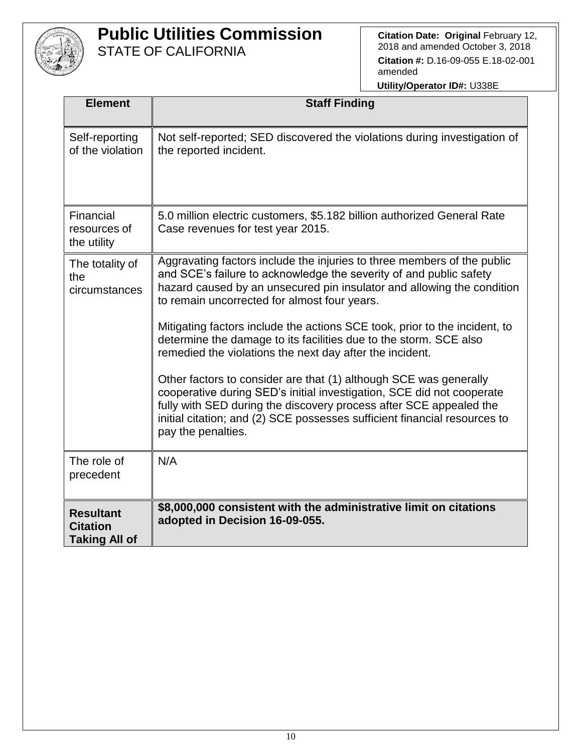# Public Utilities Commission
STATE OF CALIFORNIA

**Citation Date: Original** February 12, 2018 and amended October 3, 2018
**Citation #:** D.16-09-055 E.18-02-001 amended
**Utility/Operator ID#:** U338E

| Element | Staff Finding |
|---|---|
| Self-reporting of the violation | Not self-reported; SED discovered the violations during investigation of the reported incident. |
| Financial resources of the utility | 5.0 million electric customers, $5.182 billion authorized General Rate Case revenues for test year 2015. |
| The totality of the circumstances | Aggravating factors include the injuries to three members of the public and SCE's failure to acknowledge the severity of and public safety hazard caused by an unsecured pin insulator and allowing the condition to remain uncorrected for almost four years.<br><br>Mitigating factors include the actions SCE took, prior to the incident, to determine the damage to its facilities due to the storm. SCE also remedied the violations the next day after the incident.<br><br>Other factors to consider are that (1) although SCE was generally cooperative during SED's initial investigation, SCE did not cooperate fully with SED during the discovery process after SCE appealed the initial citation; and (2) SCE possesses sufficient financial resources to pay the penalties. |
| The role of precedent | N/A |
| **Resultant Citation Taking All of** | **$8,000,000 consistent with the administrative limit on citations adopted in Decision 16-09-055.** |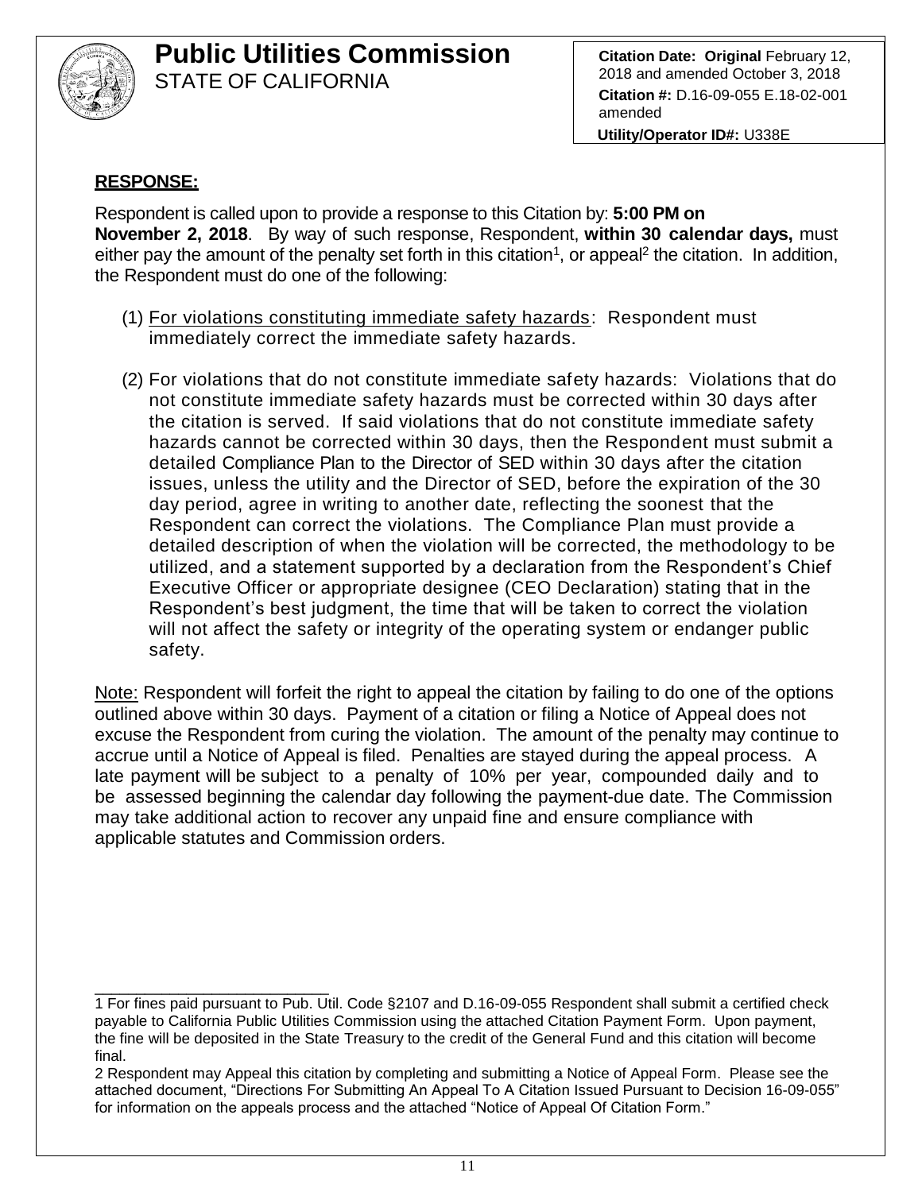# Public Utilities Commission
STATE OF CALIFORNIA

**Citation Date: Original** February 12, 2018 and amended October 3, 2018
**Citation #:** D.16-09-055 E.18-02-001 amended
**Utility/Operator ID#:** U338E

**RESPONSE:**

Respondent is called upon to provide a response to this Citation by: **5:00 PM on November 2, 2018**. By way of such response, Respondent, **within 30 calendar days,** must either pay the amount of the penalty set forth in this citation[1], or appeal[2] the citation. In addition, the Respondent must do one of the following:

(1) For violations constituting immediate safety hazards: Respondent must immediately correct the immediate safety hazards.

(2) For violations that do not constitute immediate safety hazards: Violations that do not constitute immediate safety hazards must be corrected within 30 days after the citation is served. If said violations that do not constitute immediate safety hazards cannot be corrected within 30 days, then the Respondent must submit a detailed Compliance Plan to the Director of SED within 30 days after the citation issues, unless the utility and the Director of SED, before the expiration of the 30 day period, agree in writing to another date, reflecting the soonest that the Respondent can correct the violations. The Compliance Plan must provide a detailed description of when the violation will be corrected, the methodology to be utilized, and a statement supported by a declaration from the Respondent's Chief Executive Officer or appropriate designee (CEO Declaration) stating that in the Respondent's best judgment, the time that will be taken to correct the violation will not affect the safety or integrity of the operating system or endanger public safety.

Note: Respondent will forfeit the right to appeal the citation by failing to do one of the options outlined above within 30 days. Payment of a citation or filing a Notice of Appeal does not excuse the Respondent from curing the violation. The amount of the penalty may continue to accrue until a Notice of Appeal is filed. Penalties are stayed during the appeal process. A late payment will be subject to a penalty of 10% per year, compounded daily and to be assessed beginning the calendar day following the payment-due date. The Commission may take additional action to recover any unpaid fine and ensure compliance with applicable statutes and Commission orders.

---

1 For fines paid pursuant to Pub. Util. Code §2107 and D.16-09-055 Respondent shall submit a certified check payable to California Public Utilities Commission using the attached Citation Payment Form. Upon payment, the fine will be deposited in the State Treasury to the credit of the General Fund and this citation will become final.

2 Respondent may Appeal this citation by completing and submitting a Notice of Appeal Form. Please see the attached document, "Directions For Submitting An Appeal To A Citation Issued Pursuant to Decision 16-09-055" for information on the appeals process and the attached "Notice of Appeal Of Citation Form."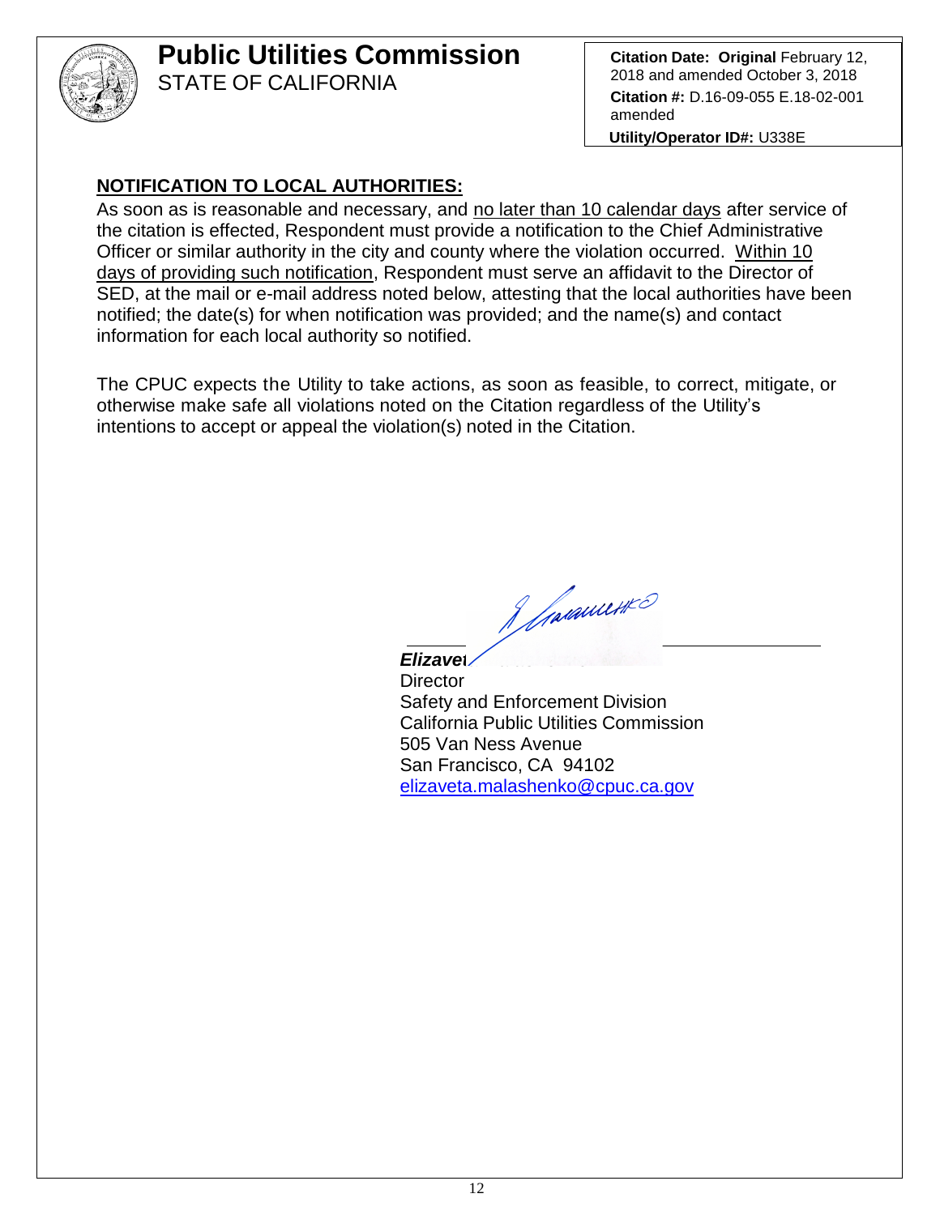**Public Utilities Commission**
STATE OF CALIFORNIA

**Citation Date: Original** February 12, 2018 and amended October 3, 2018
**Citation #:** D.16-09-055 E.18-02-001 amended
**Utility/Operator ID#:** U338E

**NOTIFICATION TO LOCAL AUTHORITIES:**

As soon as is reasonable and necessary, and no later than 10 calendar days after service of the citation is effected, Respondent must provide a notification to the Chief Administrative Officer or similar authority in the city and county where the violation occurred. Within 10 days of providing such notification, Respondent must serve an affidavit to the Director of SED, at the mail or e-mail address noted below, attesting that the local authorities have been notified; the date(s) for when notification was provided; and the name(s) and contact information for each local authority so notified.

The CPUC expects the Utility to take actions, as soon as feasible, to correct, mitigate, or otherwise make safe all violations noted on the Citation regardless of the Utility's intentions to accept or appeal the violation(s) noted in the Citation.

***Elizavet***
Director
Safety and Enforcement Division
California Public Utilities Commission
505 Van Ness Avenue
San Francisco, CA 94102
elizaveta.malashenko@cpuc.ca.gov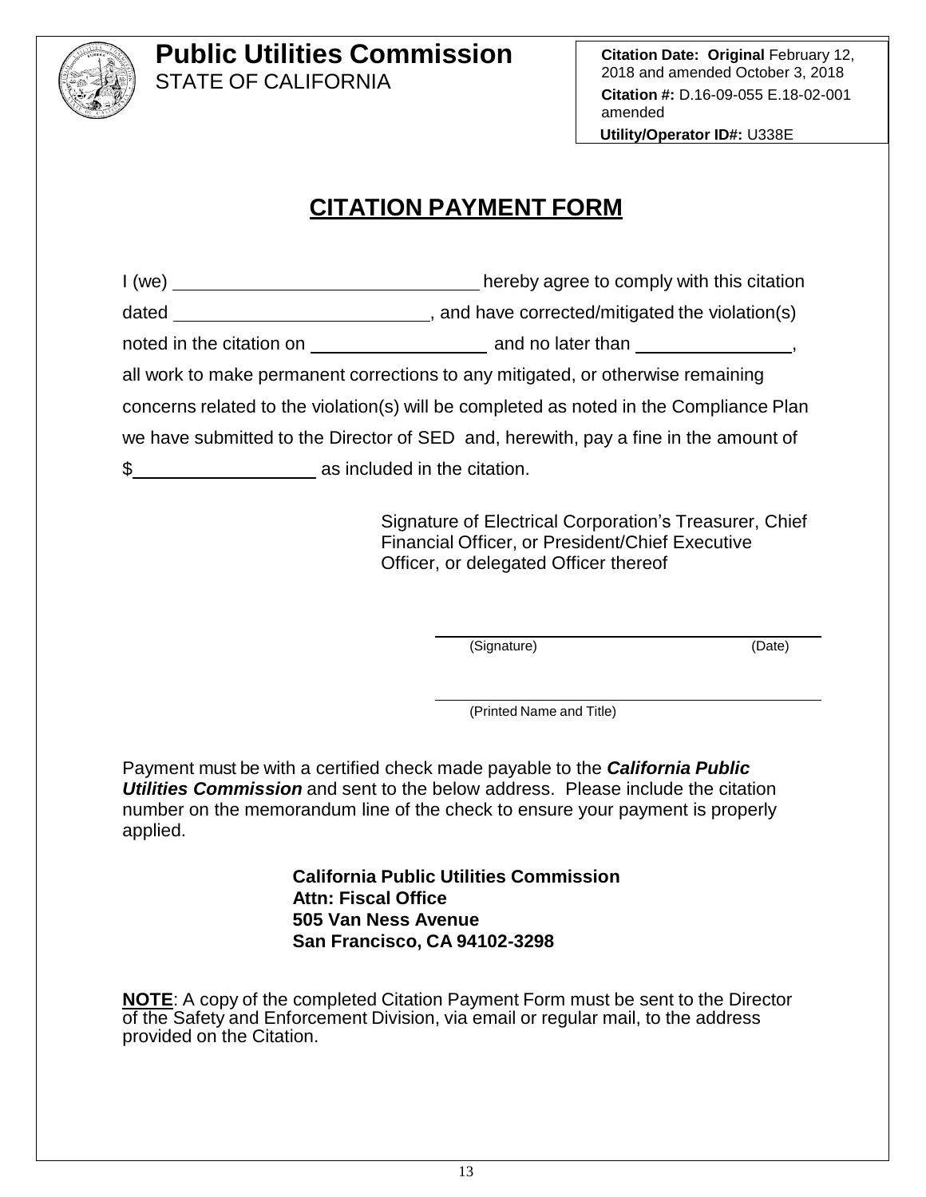**Public Utilities Commission**
STATE OF CALIFORNIA

**Citation Date: Original** February 12, 2018 and amended October 3, 2018
**Citation #:** D.16-09-055 E.18-02-001 amended
**Utility/Operator ID#:** U338E

# CITATION PAYMENT FORM

I (we) ______________________________ hereby agree to comply with this citation dated __________________________, and have corrected/mitigated the violation(s) noted in the citation on _________________ and no later than ________________, all work to make permanent corrections to any mitigated, or otherwise remaining concerns related to the violation(s) will be completed as noted in the Compliance Plan we have submitted to the Director of SED and, herewith, pay a fine in the amount of $__________________ as included in the citation.

Signature of Electrical Corporation's Treasurer, Chief Financial Officer, or President/Chief Executive Officer, or delegated Officer thereof

______________________________________________
(Signature) (Date)

______________________________________________
(Printed Name and Title)

Payment must be with a certified check made payable to the ***California Public Utilities Commission*** and sent to the below address. Please include the citation number on the memorandum line of the check to ensure your payment is properly applied.

**California Public Utilities Commission**
**Attn: Fiscal Office**
**505 Van Ness Avenue**
**San Francisco, CA 94102-3298**

**NOTE**: A copy of the completed Citation Payment Form must be sent to the Director of the Safety and Enforcement Division, via email or regular mail, to the address provided on the Citation.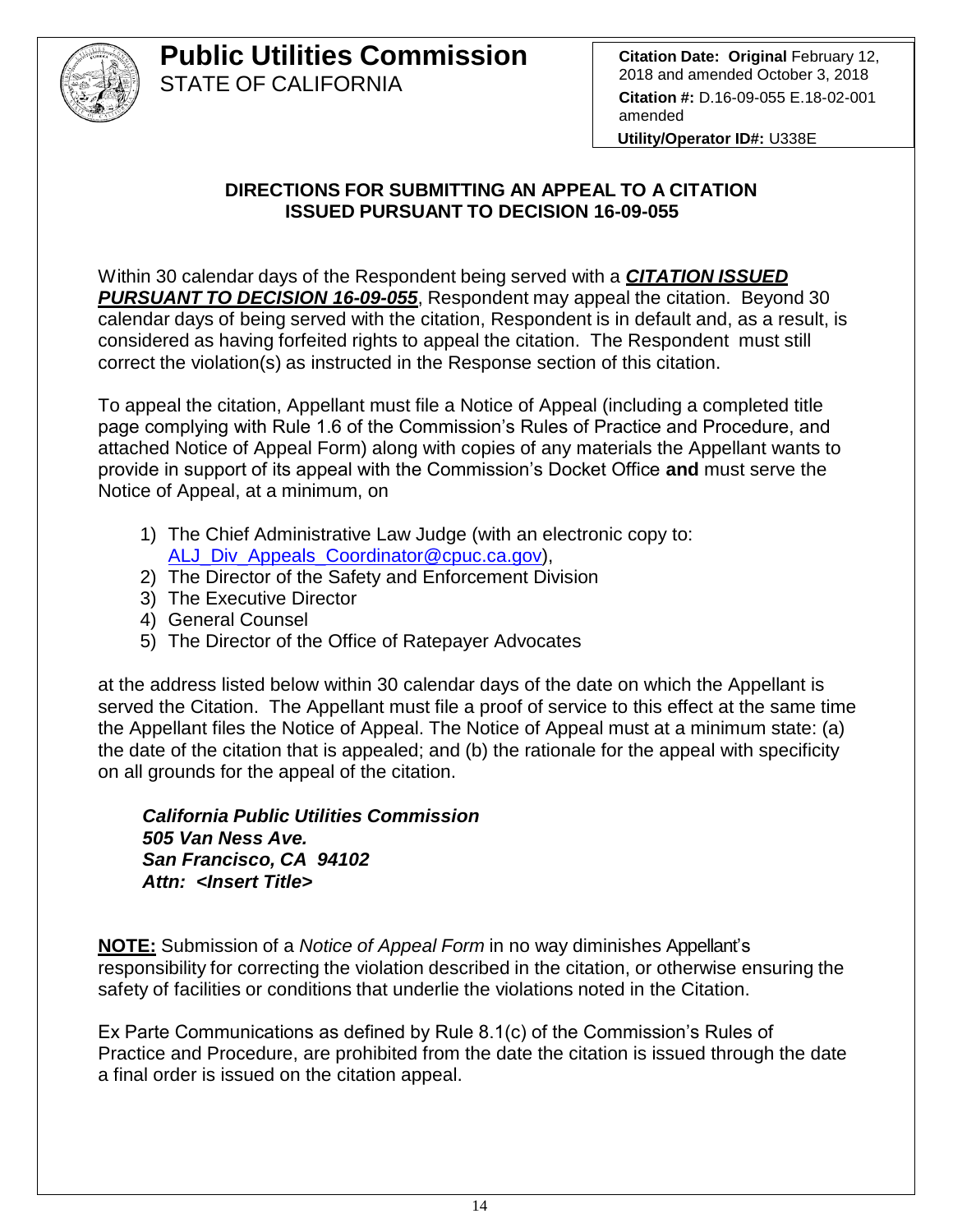**Public Utilities Commission**
STATE OF CALIFORNIA

**Citation Date: Original** February 12, 2018 and amended October 3, 2018
**Citation #:** D.16-09-055 E.18-02-001 amended
**Utility/Operator ID#:** U338E

## DIRECTIONS FOR SUBMITTING AN APPEAL TO A CITATION ISSUED PURSUANT TO DECISION 16-09-055

Within 30 calendar days of the Respondent being served with a ***CITATION ISSUED PURSUANT TO DECISION 16-09-055***, Respondent may appeal the citation. Beyond 30 calendar days of being served with the citation, Respondent is in default and, as a result, is considered as having forfeited rights to appeal the citation. The Respondent must still correct the violation(s) as instructed in the Response section of this citation.

To appeal the citation, Appellant must file a Notice of Appeal (including a completed title page complying with Rule 1.6 of the Commission's Rules of Practice and Procedure, and attached Notice of Appeal Form) along with copies of any materials the Appellant wants to provide in support of its appeal with the Commission's Docket Office **and** must serve the Notice of Appeal, at a minimum, on

1) The Chief Administrative Law Judge (with an electronic copy to: ALJ_Div_Appeals_Coordinator@cpuc.ca.gov),
2) The Director of the Safety and Enforcement Division
3) The Executive Director
4) General Counsel
5) The Director of the Office of Ratepayer Advocates

at the address listed below within 30 calendar days of the date on which the Appellant is served the Citation. The Appellant must file a proof of service to this effect at the same time the Appellant files the Notice of Appeal. The Notice of Appeal must at a minimum state: (a) the date of the citation that is appealed; and (b) the rationale for the appeal with specificity on all grounds for the appeal of the citation.

***California Public Utilities Commission***
***505 Van Ness Ave.***
***San Francisco, CA 94102***
***Attn: <Insert Title>***

**NOTE:** Submission of a *Notice of Appeal Form* in no way diminishes Appellant's responsibility for correcting the violation described in the citation, or otherwise ensuring the safety of facilities or conditions that underlie the violations noted in the Citation.

Ex Parte Communications as defined by Rule 8.1(c) of the Commission's Rules of Practice and Procedure, are prohibited from the date the citation is issued through the date a final order is issued on the citation appeal.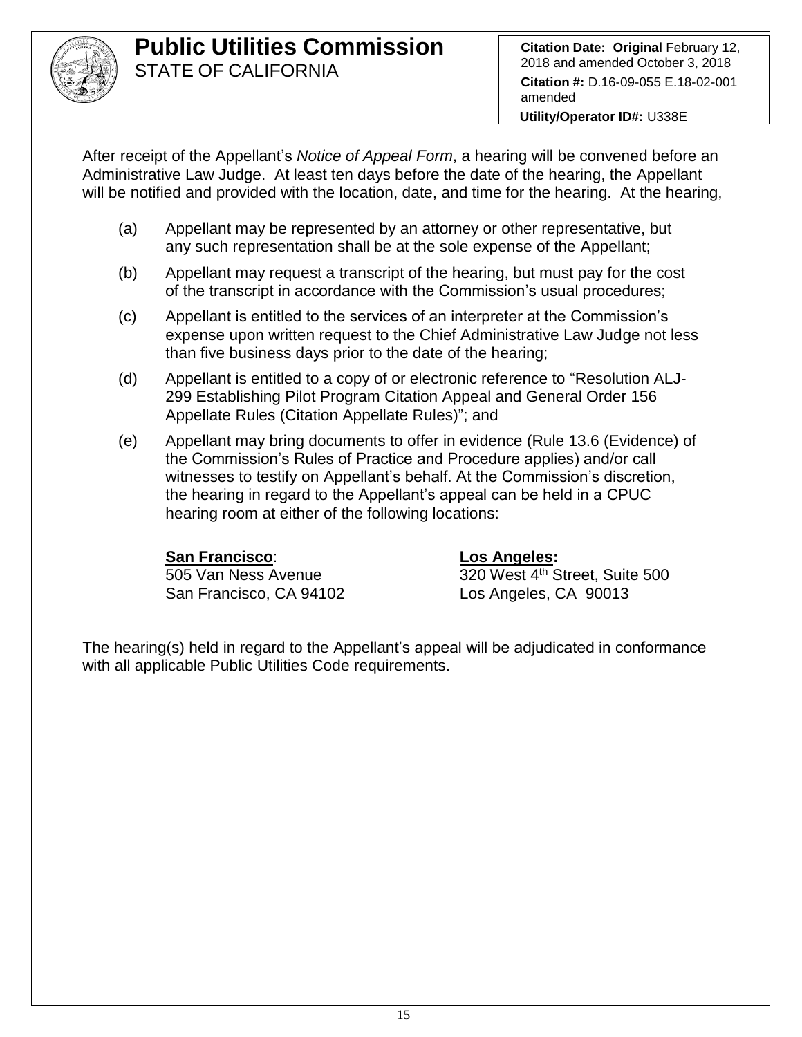After receipt of the Appellant's *Notice of Appeal Form*, a hearing will be convened before an Administrative Law Judge. At least ten days before the date of the hearing, the Appellant will be notified and provided with the location, date, and time for the hearing. At the hearing,

(a) Appellant may be represented by an attorney or other representative, but any such representation shall be at the sole expense of the Appellant;

(b) Appellant may request a transcript of the hearing, but must pay for the cost of the transcript in accordance with the Commission's usual procedures;

(c) Appellant is entitled to the services of an interpreter at the Commission's expense upon written request to the Chief Administrative Law Judge not less than five business days prior to the date of the hearing;

(d) Appellant is entitled to a copy of or electronic reference to "Resolution ALJ-299 Establishing Pilot Program Citation Appeal and General Order 156 Appellate Rules (Citation Appellate Rules)"; and

(e) Appellant may bring documents to offer in evidence (Rule 13.6 (Evidence) of the Commission's Rules of Practice and Procedure applies) and/or call witnesses to testify on Appellant's behalf. At the Commission's discretion, the hearing in regard to the Appellant's appeal can be held in a CPUC hearing room at either of the following locations:

**San Francisco**:
505 Van Ness Avenue
San Francisco, CA 94102

**Los Angeles:**
320 West 4th Street, Suite 500
Los Angeles, CA 90013

The hearing(s) held in regard to the Appellant's appeal will be adjudicated in conformance with all applicable Public Utilities Code requirements.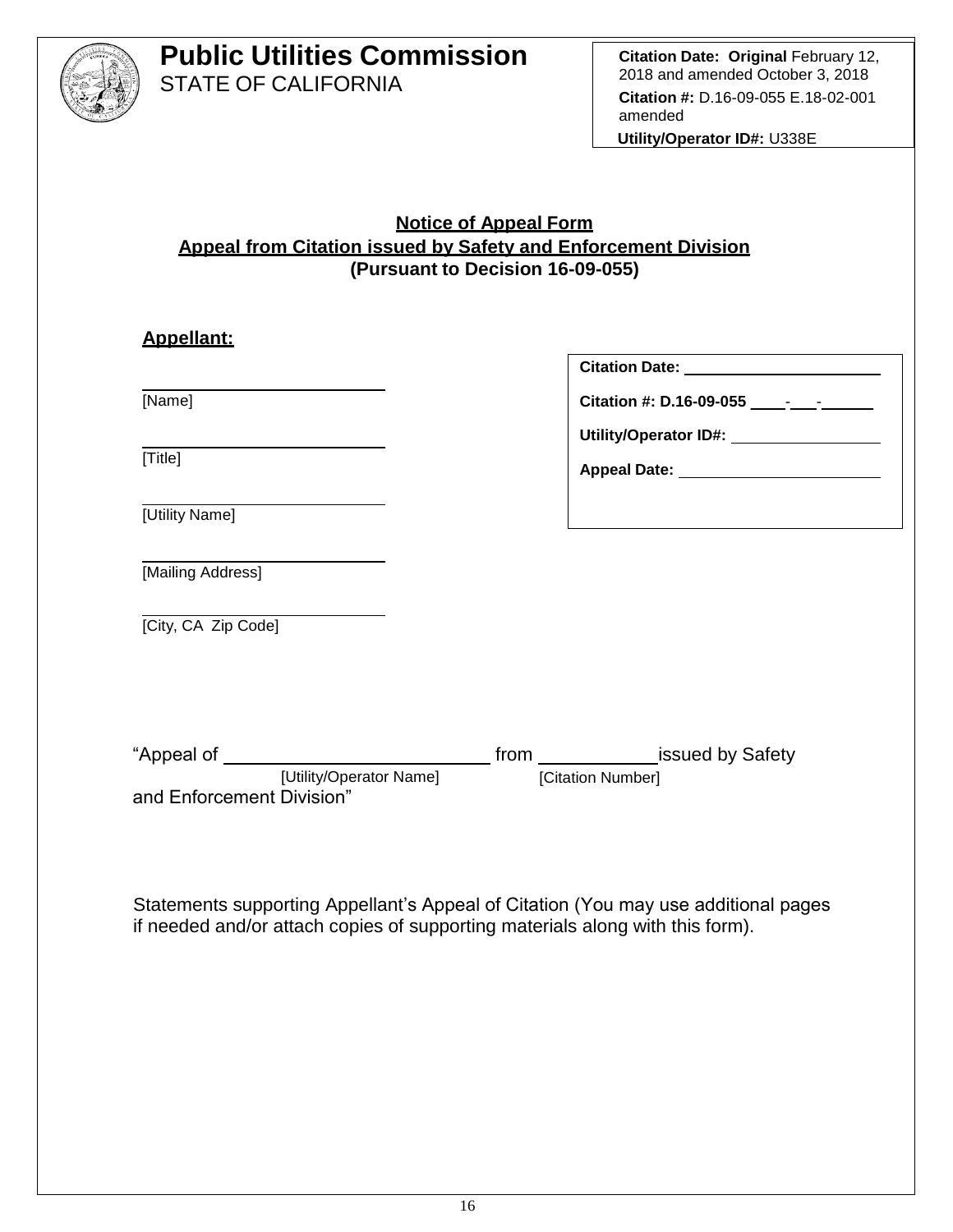# Public Utilities Commission
STATE OF CALIFORNIA

**Citation Date: Original** February 12, 2018 and amended October 3, 2018
**Citation #:** D.16-09-055 E.18-02-001 amended
**Utility/Operator ID#:** U338E

**Notice of Appeal Form**
**Appeal from Citation issued by Safety and Enforcement Division**
**(Pursuant to Decision 16-09-055)**

**Appellant:**

______________________
[Name]

______________________
[Title]

______________________
[Utility Name]

______________________
[Mailing Address]

______________________
[City, CA Zip Code]

**Citation Date:** ______________________

**Citation #: D.16-09-055** ____-___-______

**Utility/Operator ID#:** ________________

**Appeal Date:** ______________________

"Appeal of ________________________ from ___________ issued by Safety and Enforcement Division"
[Utility/Operator Name] [Citation Number]

Statements supporting Appellant's Appeal of Citation (You may use additional pages if needed and/or attach copies of supporting materials along with this form).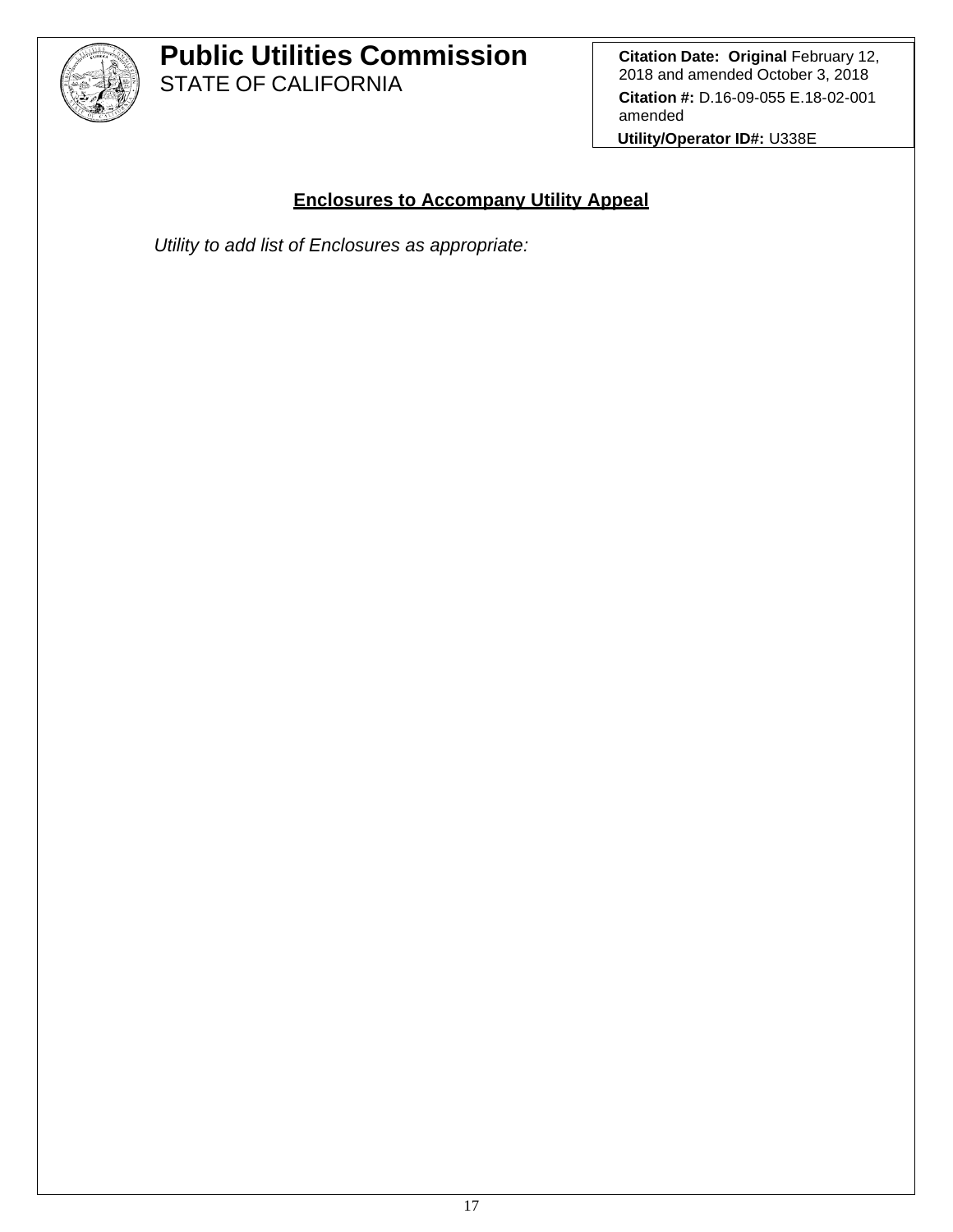**Public Utilities Commission**
STATE OF CALIFORNIA

**Citation Date: Original** February 12, 2018 and amended October 3, 2018
**Citation #:** D.16-09-055 E.18-02-001 amended
**Utility/Operator ID#:** U338E

## Enclosures to Accompany Utility Appeal

*Utility to add list of Enclosures as appropriate:*